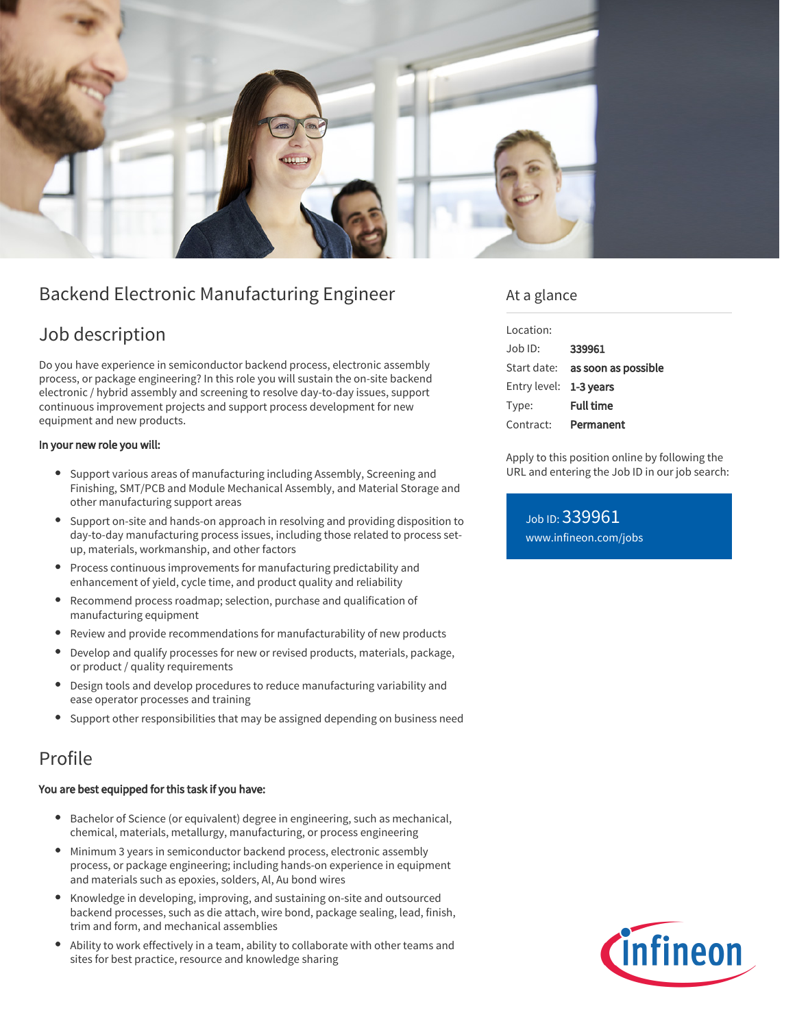# Backend Electronic Manufacturing Engineer

## Job description

Do you have experience in semiconductor backend process, electronic assembly process, or package engineering? In this role you will sustain the on-site backend electronic / hybrid assembly and screening to resolve day-to-day issues, support continuous improvement projects and support process development for new equipment and new products.

**In your new role you will:**

- Support various areas of manufacturing including Assembly, Screening and Finishing, SMT/PCB and Module Mechanical Assembly, and Material Storage and other manufacturing support areas
- Support on-site and hands-on approach in resolving and providing disposition to day-to-day manufacturing process issues, including those related to process set-up, materials, workmanship, and other factors
- Process continuous improvements for manufacturing predictability and enhancement of yield, cycle time, and product quality and reliability
- Recommend process roadmap; selection, purchase and qualification of manufacturing equipment
- Review and provide recommendations for manufacturability of new products
- Develop and qualify processes for new or revised products, materials, package, or product / quality requirements
- Design tools and develop procedures to reduce manufacturing variability and ease operator processes and training
- Support other responsibilities that may be assigned depending on business need

## Profile

**You are best equipped for this task if you have:**

- Bachelor of Science (or equivalent) degree in engineering, such as mechanical, chemical, materials, metallurgy, manufacturing, or process engineering
- Minimum 3 years in semiconductor backend process, electronic assembly process, or package engineering; including hands-on experience in equipment and materials such as epoxies, solders, Al, Au bond wires
- Knowledge in developing, improving, and sustaining on-site and outsourced backend processes, such as die attach, wire bond, package sealing, lead, finish, trim and form, and mechanical assemblies
- Ability to work effectively in a team, ability to collaborate with other teams and sites for best practice, resource and knowledge sharing

## At a glance

| | |
|---|---|
| Location: | |
| Job ID: | **339961** |
| Start date: | **as soon as possible** |
| Entry level: | **1-3 years** |
| Type: | **Full time** |
| Contract: | **Permanent** |

Apply to this position online by following the URL and entering the Job ID in our job search:

Job ID: 339961
www.infineon.com/jobs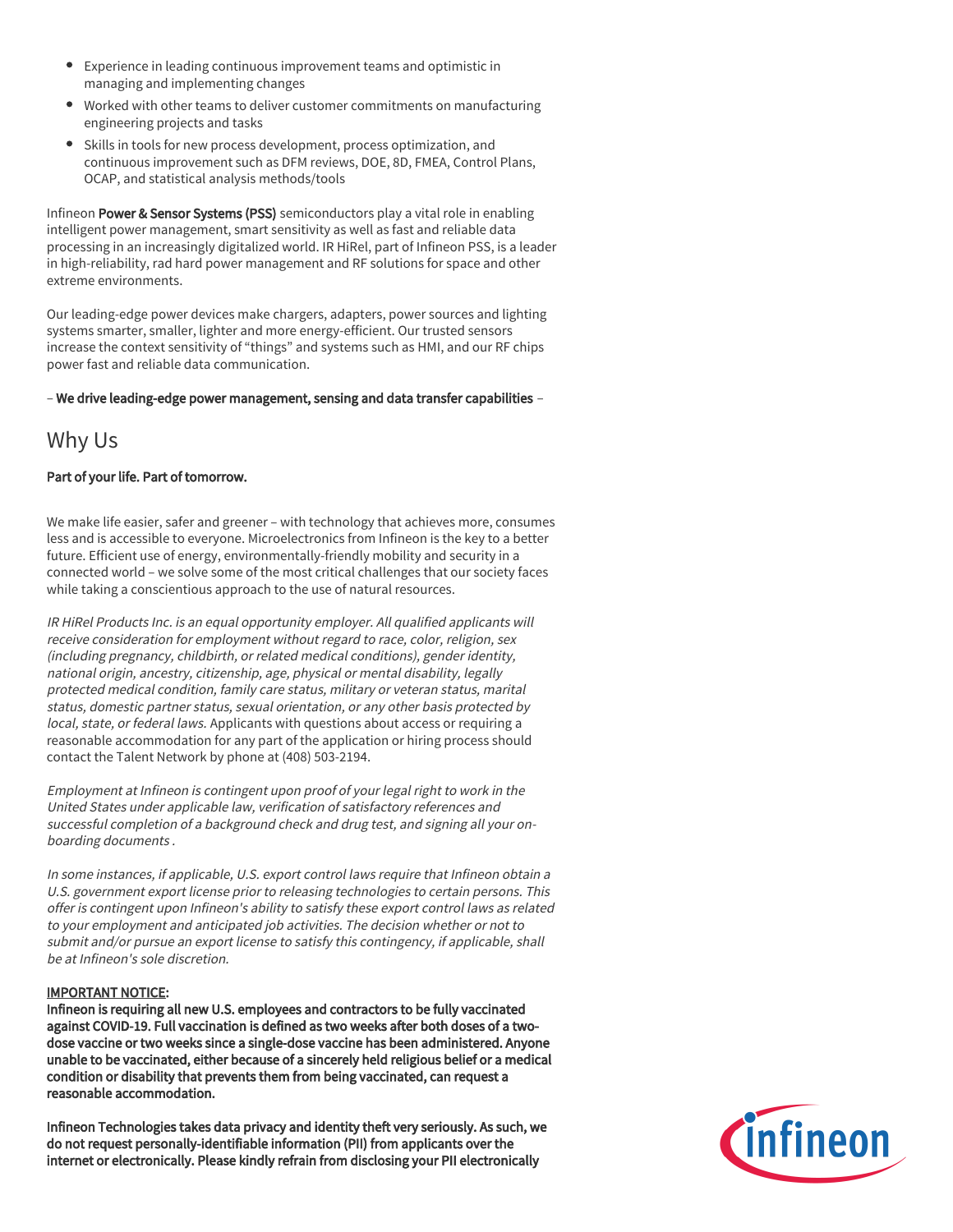- Experience in leading continuous improvement teams and optimistic in managing and implementing changes
- Worked with other teams to deliver customer commitments on manufacturing engineering projects and tasks
- Skills in tools for new process development, process optimization, and continuous improvement such as DFM reviews, DOE, 8D, FMEA, Control Plans, OCAP, and statistical analysis methods/tools

Infineon **Power & Sensor Systems (PSS)** semiconductors play a vital role in enabling intelligent power management, smart sensitivity as well as fast and reliable data processing in an increasingly digitalized world. IR HiRel, part of Infineon PSS, is a leader in high-reliability, rad hard power management and RF solutions for space and other extreme environments.

Our leading-edge power devices make chargers, adapters, power sources and lighting systems smarter, smaller, lighter and more energy-efficient. Our trusted sensors increase the context sensitivity of “things” and systems such as HMI, and our RF chips power fast and reliable data communication.

– **We drive leading-edge power management, sensing and data transfer capabilities** –

## Why Us

**Part of your life. Part of tomorrow.**

We make life easier, safer and greener – with technology that achieves more, consumes less and is accessible to everyone. Microelectronics from Infineon is the key to a better future. Efficient use of energy, environmentally-friendly mobility and security in a connected world – we solve some of the most critical challenges that our society faces while taking a conscientious approach to the use of natural resources.

*IR HiRel Products Inc. is an equal opportunity employer. All qualified applicants will receive consideration for employment without regard to race, color, religion, sex (including pregnancy, childbirth, or related medical conditions), gender identity, national origin, ancestry, citizenship, age, physical or mental disability, legally protected medical condition, family care status, military or veteran status, marital status, domestic partner status, sexual orientation, or any other basis protected by local, state, or federal laws.* Applicants with questions about access or requiring a reasonable accommodation for any part of the application or hiring process should contact the Talent Network by phone at (408) 503-2194.

*Employment at Infineon is contingent upon proof of your legal right to work in the United States under applicable law, verification of satisfactory references and successful completion of a background check and drug test, and signing all your on-boarding documents .*

*In some instances, if applicable, U.S. export control laws require that Infineon obtain a U.S. government export license prior to releasing technologies to certain persons. This offer is contingent upon Infineon's ability to satisfy these export control laws as related to your employment and anticipated job activities. The decision whether or not to submit and/or pursue an export license to satisfy this contingency, if applicable, shall be at Infineon's sole discretion.*

**IMPORTANT NOTICE:**
**Infineon is requiring all new U.S. employees and contractors to be fully vaccinated against COVID-19. Full vaccination is defined as two weeks after both doses of a two-dose vaccine or two weeks since a single-dose vaccine has been administered. Anyone unable to be vaccinated, either because of a sincerely held religious belief or a medical condition or disability that prevents them from being vaccinated, can request a reasonable accommodation.**

**Infineon Technologies takes data privacy and identity theft very seriously. As such, we do not request personally-identifiable information (PII) from applicants over the internet or electronically. Please kindly refrain from disclosing your PII electronically**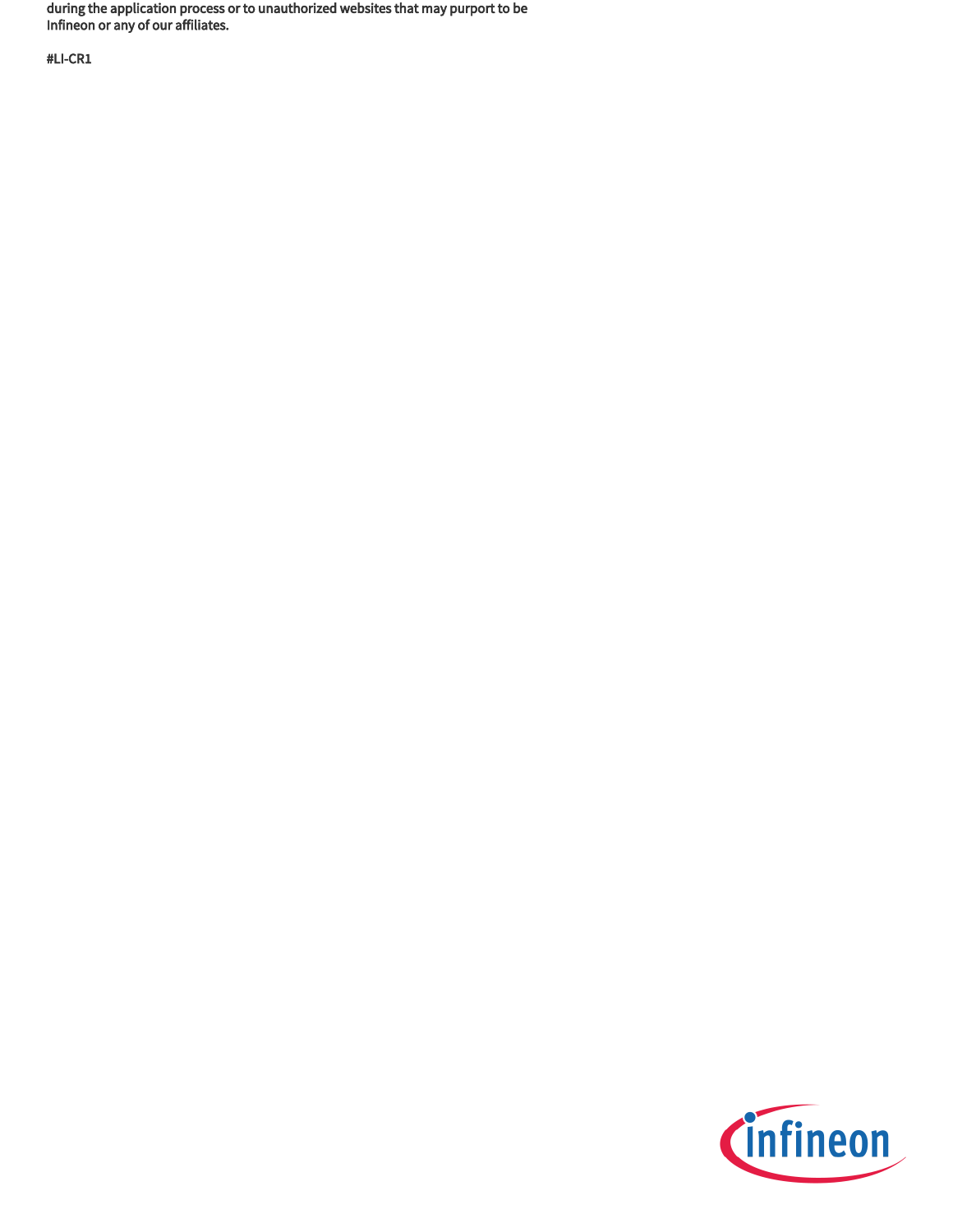during the application process or to unauthorized websites that may purport to be Infineon or any of our affiliates.

#LI-CR1